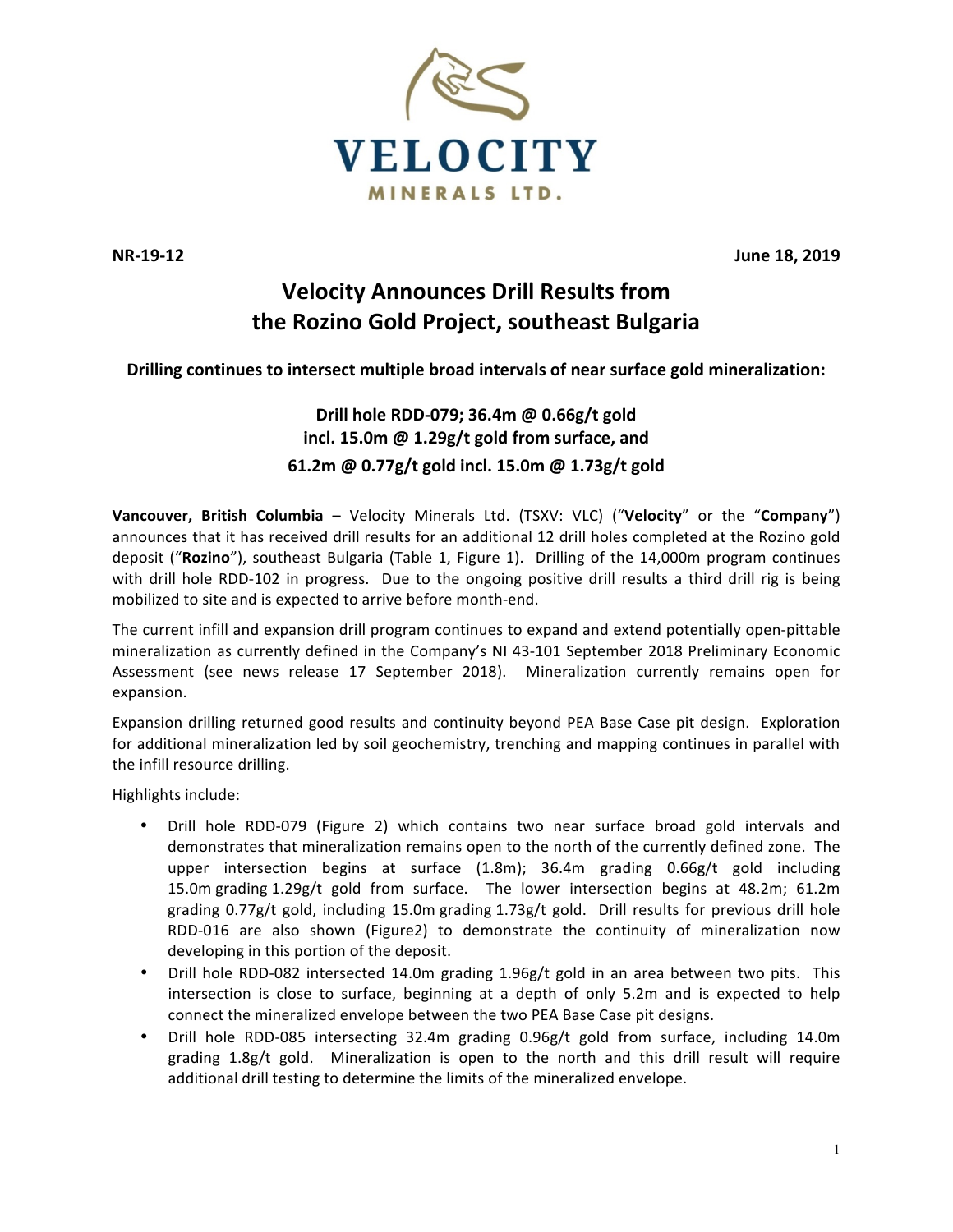VELOCITY

MINERALS LTD.

**NR-19-12** **June 18, 2019**

# Velocity Announces Drill Results from the Rozino Gold Project, southeast Bulgaria

**Drilling continues to intersect multiple broad intervals of near surface gold mineralization:**

**Drill hole RDD-079; 36.4m @ 0.66g/t gold**
**incl. 15.0m @ 1.29g/t gold from surface, and**
**61.2m @ 0.77g/t gold incl. 15.0m @ 1.73g/t gold**

**Vancouver, British Columbia** – Velocity Minerals Ltd. (TSXV: VLC) ("**Velocity**" or the "**Company**") announces that it has received drill results for an additional 12 drill holes completed at the Rozino gold deposit ("**Rozino**"), southeast Bulgaria (Table 1, Figure 1). Drilling of the 14,000m program continues with drill hole RDD-102 in progress. Due to the ongoing positive drill results a third drill rig is being mobilized to site and is expected to arrive before month-end.

The current infill and expansion drill program continues to expand and extend potentially open-pittable mineralization as currently defined in the Company's NI 43-101 September 2018 Preliminary Economic Assessment (see news release 17 September 2018). Mineralization currently remains open for expansion.

Expansion drilling returned good results and continuity beyond PEA Base Case pit design. Exploration for additional mineralization led by soil geochemistry, trenching and mapping continues in parallel with the infill resource drilling.

Highlights include:

- Drill hole RDD-079 (Figure 2) which contains two near surface broad gold intervals and demonstrates that mineralization remains open to the north of the currently defined zone. The upper intersection begins at surface (1.8m); 36.4m grading 0.66g/t gold including 15.0m grading 1.29g/t gold from surface. The lower intersection begins at 48.2m; 61.2m grading 0.77g/t gold, including 15.0m grading 1.73g/t gold. Drill results for previous drill hole RDD-016 are also shown (Figure2) to demonstrate the continuity of mineralization now developing in this portion of the deposit.
- Drill hole RDD-082 intersected 14.0m grading 1.96g/t gold in an area between two pits. This intersection is close to surface, beginning at a depth of only 5.2m and is expected to help connect the mineralized envelope between the two PEA Base Case pit designs.
- Drill hole RDD-085 intersecting 32.4m grading 0.96g/t gold from surface, including 14.0m grading 1.8g/t gold. Mineralization is open to the north and this drill result will require additional drill testing to determine the limits of the mineralized envelope.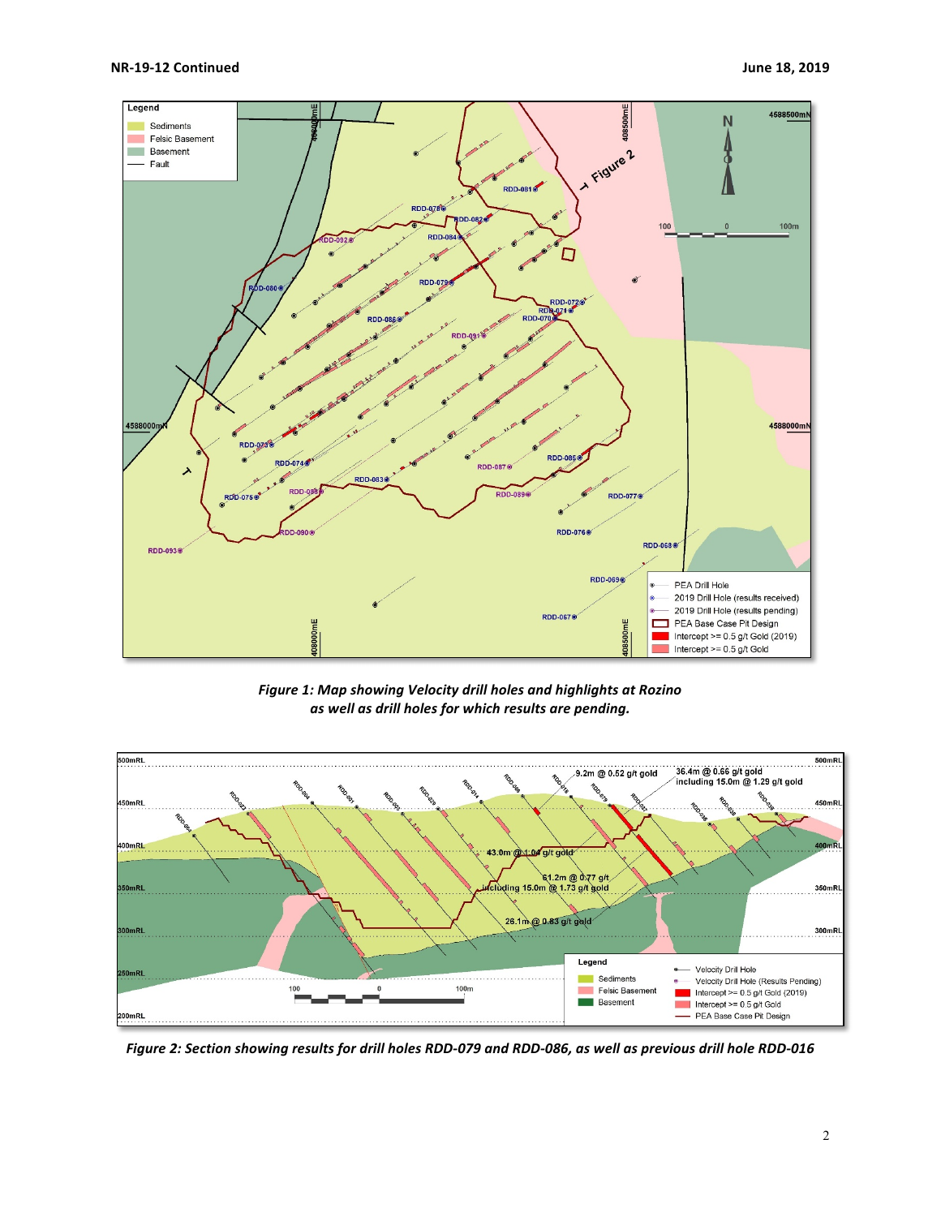*Figure 1: Map showing Velocity drill holes and highlights at Rozino as well as drill holes for which results are pending.*

*Figure 2: Section showing results for drill holes RDD-079 and RDD-086, as well as previous drill hole RDD-016*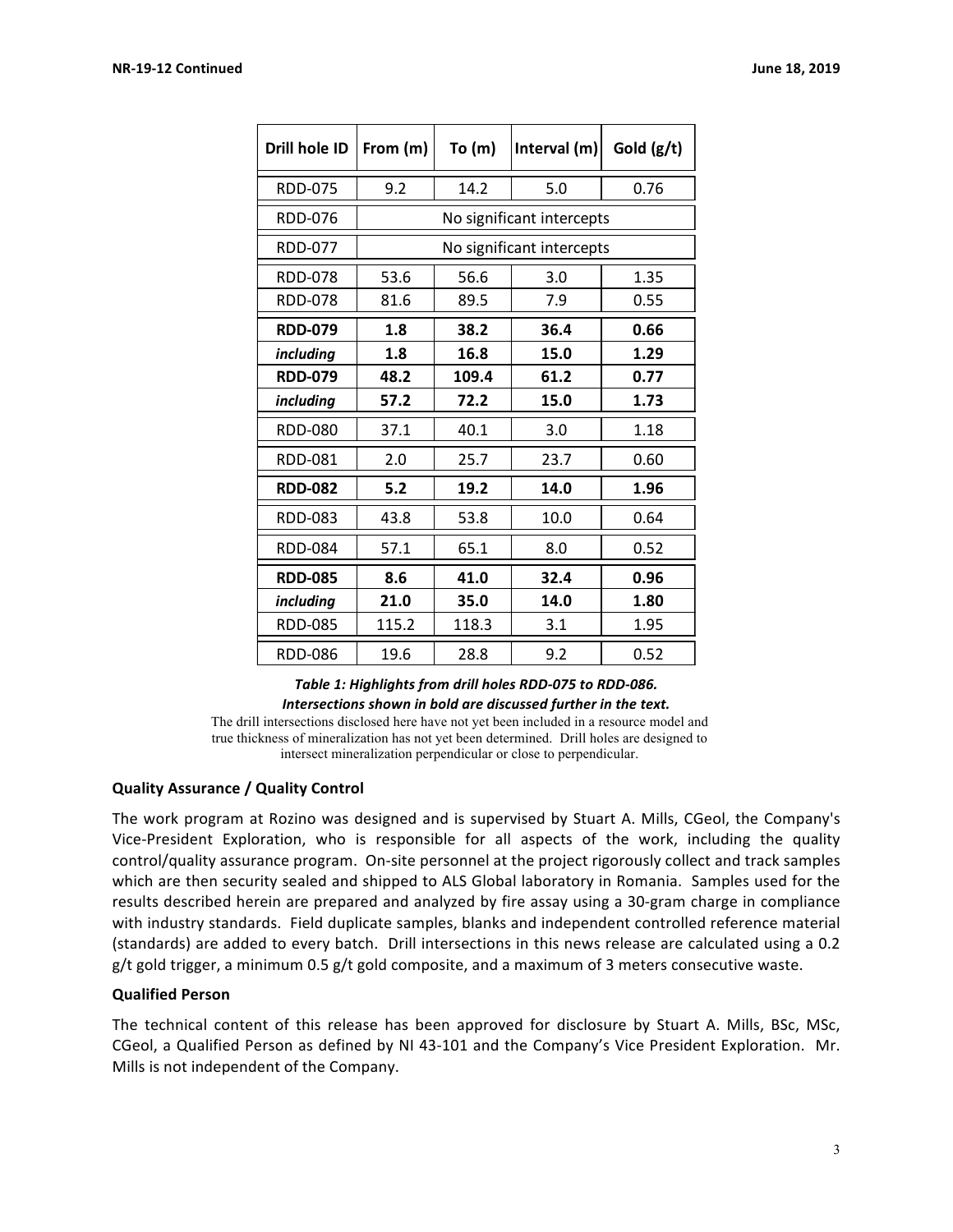| Drill hole ID | From (m) | To (m) | Interval (m) | Gold (g/t) |
|---|---|---|---|---|
| RDD-075 | 9.2 | 14.2 | 5.0 | 0.76 |
| RDD-076 | No significant intercepts | | | |
| RDD-077 | No significant intercepts | | | |
| RDD-078 | 53.6 | 56.6 | 3.0 | 1.35 |
| RDD-078 | 81.6 | 89.5 | 7.9 | 0.55 |
| **RDD-079** | **1.8** | **38.2** | **36.4** | **0.66** |
| ***including*** | **1.8** | **16.8** | **15.0** | **1.29** |
| **RDD-079** | **48.2** | **109.4** | **61.2** | **0.77** |
| ***including*** | **57.2** | **72.2** | **15.0** | **1.73** |
| RDD-080 | 37.1 | 40.1 | 3.0 | 1.18 |
| RDD-081 | 2.0 | 25.7 | 23.7 | 0.60 |
| **RDD-082** | **5.2** | **19.2** | **14.0** | **1.96** |
| RDD-083 | 43.8 | 53.8 | 10.0 | 0.64 |
| RDD-084 | 57.1 | 65.1 | 8.0 | 0.52 |
| **RDD-085** | **8.6** | **41.0** | **32.4** | **0.96** |
| ***including*** | **21.0** | **35.0** | **14.0** | **1.80** |
| RDD-085 | 115.2 | 118.3 | 3.1 | 1.95 |
| RDD-086 | 19.6 | 28.8 | 9.2 | 0.52 |

***Table 1: Highlights from drill holes RDD-075 to RDD-086.***
***Intersections shown in bold are discussed further in the text.***

The drill intersections disclosed here have not yet been included in a resource model and true thickness of mineralization has not yet been determined. Drill holes are designed to intersect mineralization perpendicular or close to perpendicular.

### Quality Assurance / Quality Control

The work program at Rozino was designed and is supervised by Stuart A. Mills, CGeol, the Company's Vice-President Exploration, who is responsible for all aspects of the work, including the quality control/quality assurance program. On-site personnel at the project rigorously collect and track samples which are then security sealed and shipped to ALS Global laboratory in Romania. Samples used for the results described herein are prepared and analyzed by fire assay using a 30-gram charge in compliance with industry standards. Field duplicate samples, blanks and independent controlled reference material (standards) are added to every batch. Drill intersections in this news release are calculated using a 0.2 g/t gold trigger, a minimum 0.5 g/t gold composite, and a maximum of 3 meters consecutive waste.

### Qualified Person

The technical content of this release has been approved for disclosure by Stuart A. Mills, BSc, MSc, CGeol, a Qualified Person as defined by NI 43-101 and the Company's Vice President Exploration. Mr. Mills is not independent of the Company.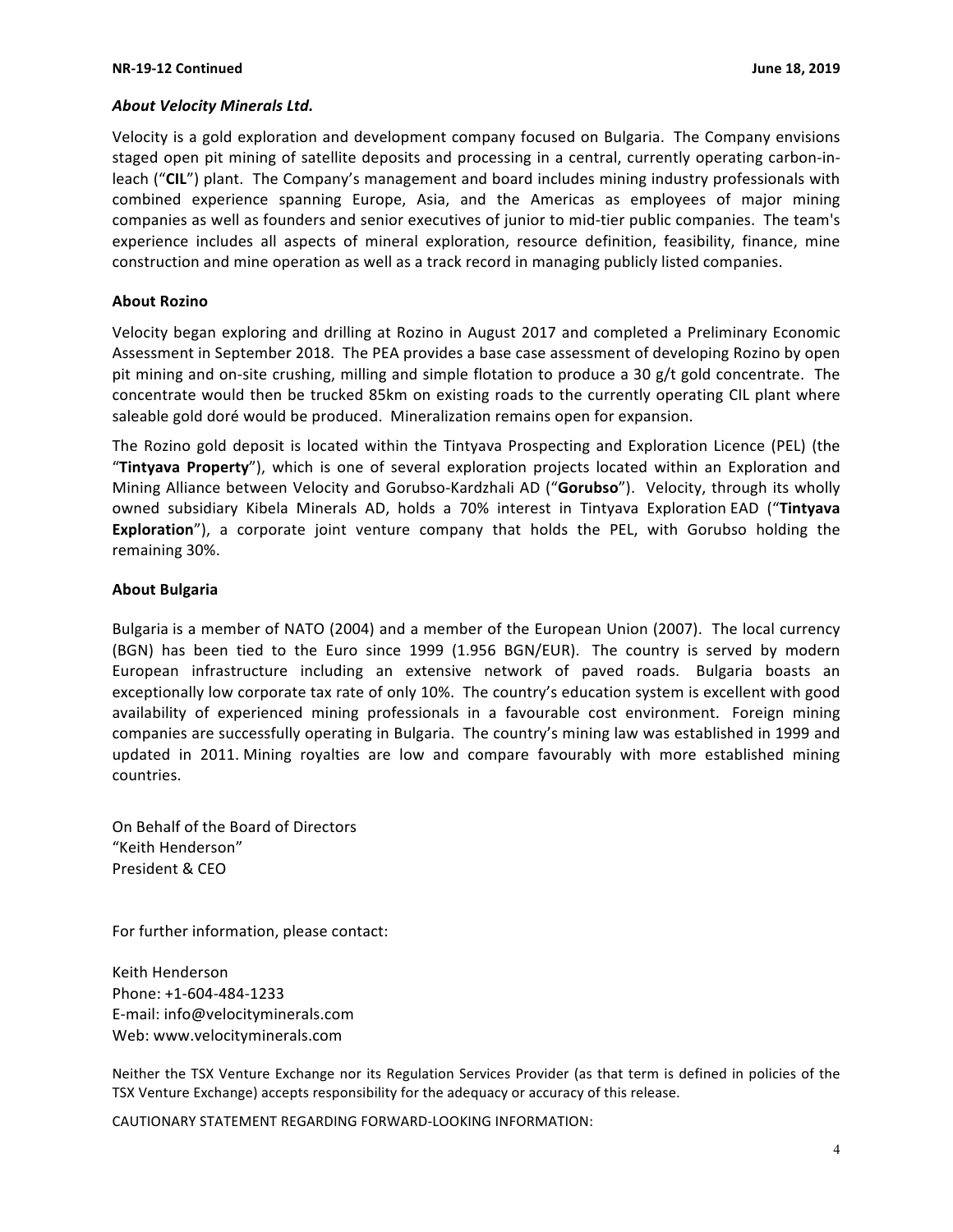### *About Velocity Minerals Ltd.*

Velocity is a gold exploration and development company focused on Bulgaria. The Company envisions staged open pit mining of satellite deposits and processing in a central, currently operating carbon-in-leach ("**CIL**") plant. The Company's management and board includes mining industry professionals with combined experience spanning Europe, Asia, and the Americas as employees of major mining companies as well as founders and senior executives of junior to mid-tier public companies. The team's experience includes all aspects of mineral exploration, resource definition, feasibility, finance, mine construction and mine operation as well as a track record in managing publicly listed companies.

### About Rozino

Velocity began exploring and drilling at Rozino in August 2017 and completed a Preliminary Economic Assessment in September 2018. The PEA provides a base case assessment of developing Rozino by open pit mining and on-site crushing, milling and simple flotation to produce a 30 g/t gold concentrate. The concentrate would then be trucked 85km on existing roads to the currently operating CIL plant where saleable gold doré would be produced. Mineralization remains open for expansion.

The Rozino gold deposit is located within the Tintyava Prospecting and Exploration Licence (PEL) (the "**Tintyava Property**"), which is one of several exploration projects located within an Exploration and Mining Alliance between Velocity and Gorubso-Kardzhali AD ("**Gorubso**"). Velocity, through its wholly owned subsidiary Kibela Minerals AD, holds a 70% interest in Tintyava Exploration EAD ("**Tintyava Exploration**"), a corporate joint venture company that holds the PEL, with Gorubso holding the remaining 30%.

### About Bulgaria

Bulgaria is a member of NATO (2004) and a member of the European Union (2007). The local currency (BGN) has been tied to the Euro since 1999 (1.956 BGN/EUR). The country is served by modern European infrastructure including an extensive network of paved roads. Bulgaria boasts an exceptionally low corporate tax rate of only 10%. The country's education system is excellent with good availability of experienced mining professionals in a favourable cost environment. Foreign mining companies are successfully operating in Bulgaria. The country's mining law was established in 1999 and updated in 2011. Mining royalties are low and compare favourably with more established mining countries.

On Behalf of the Board of Directors
"Keith Henderson"
President & CEO

For further information, please contact:

Keith Henderson
Phone: +1-604-484-1233
E-mail: info@velocityminerals.com
Web: www.velocityminerals.com

Neither the TSX Venture Exchange nor its Regulation Services Provider (as that term is defined in policies of the TSX Venture Exchange) accepts responsibility for the adequacy or accuracy of this release.

CAUTIONARY STATEMENT REGARDING FORWARD-LOOKING INFORMATION: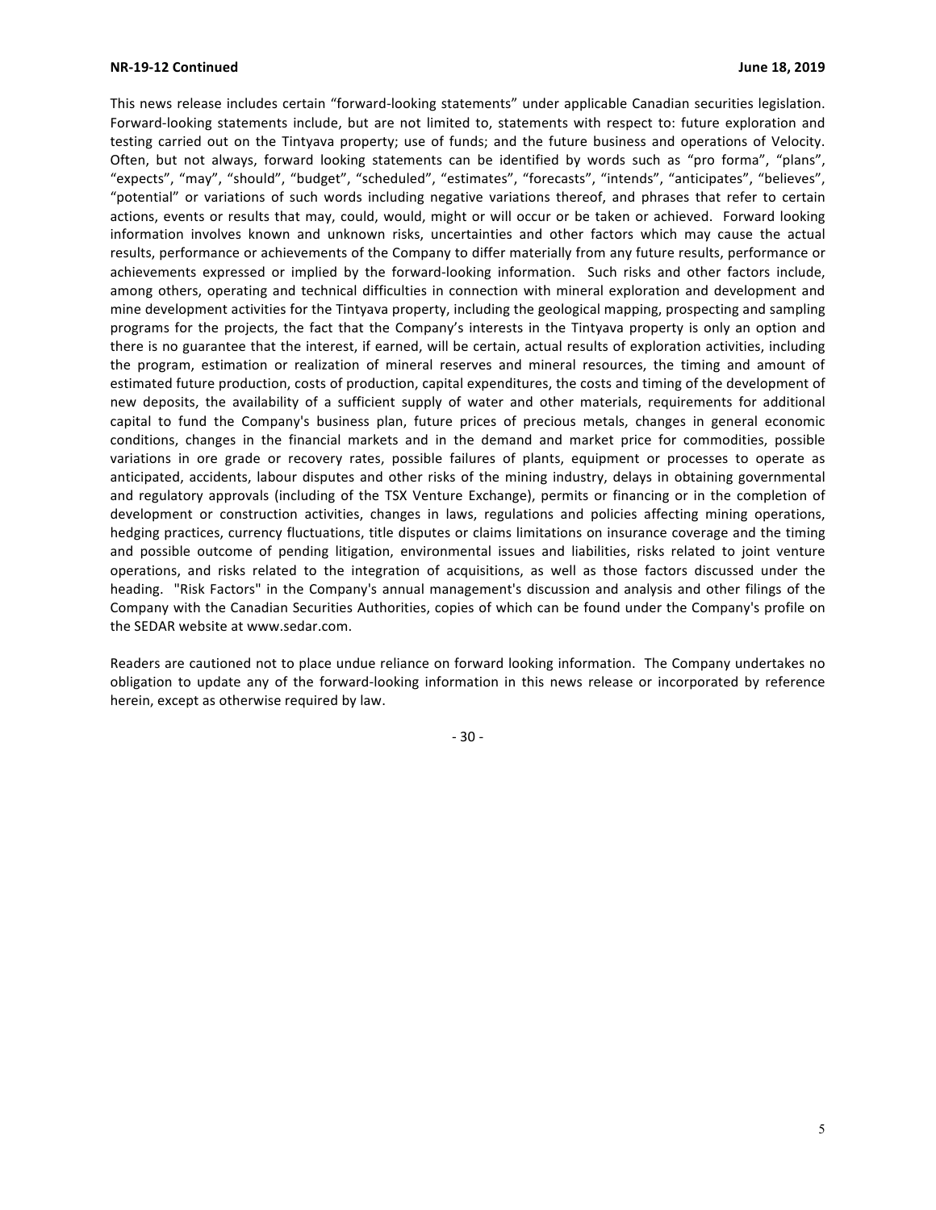This news release includes certain "forward-looking statements" under applicable Canadian securities legislation. Forward-looking statements include, but are not limited to, statements with respect to: future exploration and testing carried out on the Tintyava property; use of funds; and the future business and operations of Velocity. Often, but not always, forward looking statements can be identified by words such as "pro forma", "plans", "expects", "may", "should", "budget", "scheduled", "estimates", "forecasts", "intends", "anticipates", "believes", "potential" or variations of such words including negative variations thereof, and phrases that refer to certain actions, events or results that may, could, would, might or will occur or be taken or achieved. Forward looking information involves known and unknown risks, uncertainties and other factors which may cause the actual results, performance or achievements of the Company to differ materially from any future results, performance or achievements expressed or implied by the forward-looking information. Such risks and other factors include, among others, operating and technical difficulties in connection with mineral exploration and development and mine development activities for the Tintyava property, including the geological mapping, prospecting and sampling programs for the projects, the fact that the Company's interests in the Tintyava property is only an option and there is no guarantee that the interest, if earned, will be certain, actual results of exploration activities, including the program, estimation or realization of mineral reserves and mineral resources, the timing and amount of estimated future production, costs of production, capital expenditures, the costs and timing of the development of new deposits, the availability of a sufficient supply of water and other materials, requirements for additional capital to fund the Company's business plan, future prices of precious metals, changes in general economic conditions, changes in the financial markets and in the demand and market price for commodities, possible variations in ore grade or recovery rates, possible failures of plants, equipment or processes to operate as anticipated, accidents, labour disputes and other risks of the mining industry, delays in obtaining governmental and regulatory approvals (including of the TSX Venture Exchange), permits or financing or in the completion of development or construction activities, changes in laws, regulations and policies affecting mining operations, hedging practices, currency fluctuations, title disputes or claims limitations on insurance coverage and the timing and possible outcome of pending litigation, environmental issues and liabilities, risks related to joint venture operations, and risks related to the integration of acquisitions, as well as those factors discussed under the heading. "Risk Factors" in the Company's annual management's discussion and analysis and other filings of the Company with the Canadian Securities Authorities, copies of which can be found under the Company's profile on the SEDAR website at www.sedar.com.

Readers are cautioned not to place undue reliance on forward looking information. The Company undertakes no obligation to update any of the forward-looking information in this news release or incorporated by reference herein, except as otherwise required by law.

- 30 -